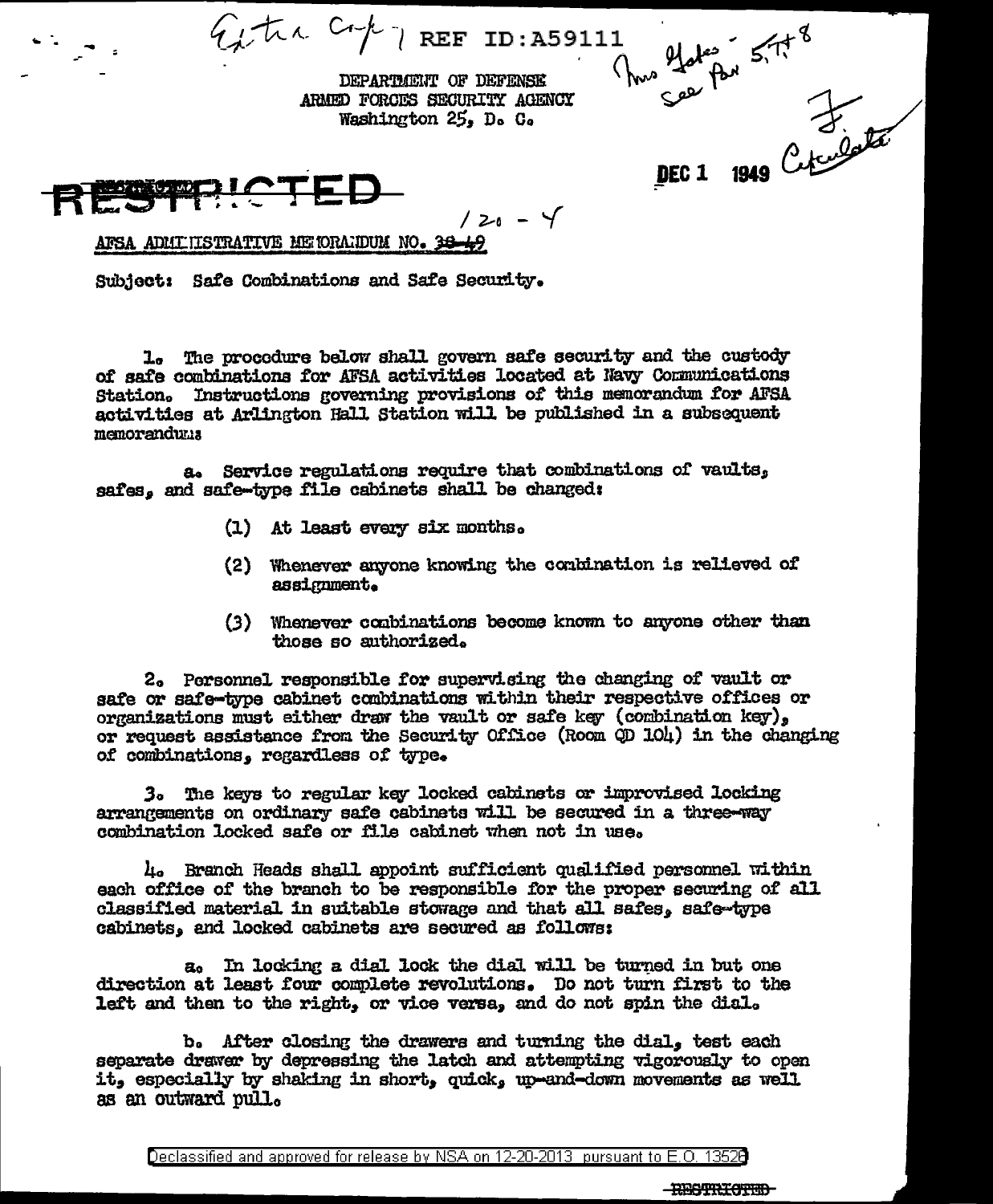Extra Copy REF ID:A59111

DEPARTMENT OF DEFENSE
ARMED FORCES SECURITY AGENCY
Washington 25, D. C.

DEC 1 1949

RESTRICTED

120 - Y

AFSA ADMINISTRATIVE MEMORANDUM NO. 38-49

Subject: Safe Combinations and Safe Security.

1. The procedure below shall govern safe security and the custody of safe combinations for AFSA activities located at Navy Communications Station. Instructions governing provisions of this memorandum for AFSA activities at Arlington Hall Station will be published in a subsequent memorandum.

a. Service regulations require that combinations of vaults, safes, and safe-type file cabinets shall be changed:

(1) At least every six months.

(2) Whenever anyone knowing the combination is relieved of assignment.

(3) Whenever combinations become known to anyone other than those so authorized.

2. Personnel responsible for supervising the changing of vault or safe or safe-type cabinet combinations within their respective offices or organizations must either draw the vault or safe key (combination key), or request assistance from the Security Office (Room QD 104) in the changing of combinations, regardless of type.

3. The keys to regular key locked cabinets or improvised locking arrangements on ordinary safe cabinets will be secured in a three-way combination locked safe or file cabinet when not in use.

4. Branch Heads shall appoint sufficient qualified personnel within each office of the branch to be responsible for the proper securing of all classified material in suitable stowage and that all safes, safe-type cabinets, and locked cabinets are secured as follows:

a. In locking a dial lock the dial will be turned in but one direction at least four complete revolutions. Do not turn first to the left and then to the right, or vice versa, and do not spin the dial.

b. After closing the drawers and turning the dial, test each separate drawer by depressing the latch and attempting vigorously to open it, especially by shaking in short, quick, up-and-down movements as well as an outward pull.

Declassified and approved for release by NSA on 12-20-2013 pursuant to E.O. 13526

RESTRICTED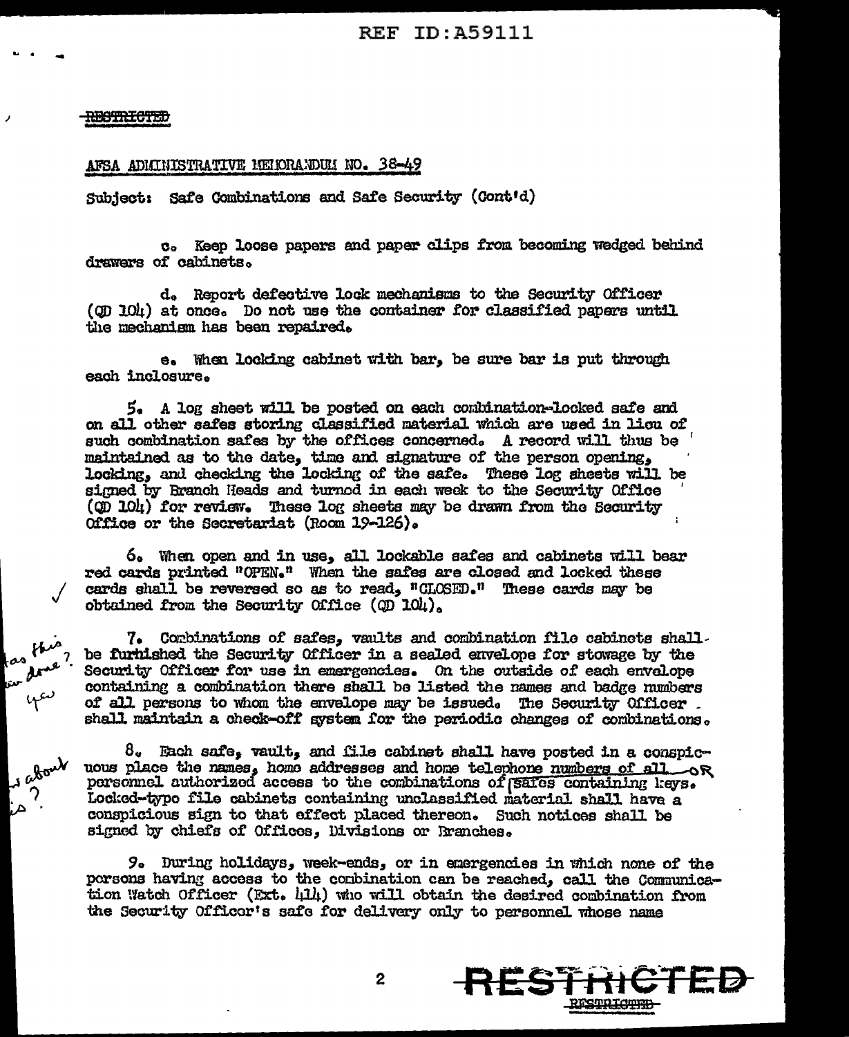RESTRICTED

AFSA ADMINISTRATIVE MEMORANDUM NO. 38-49

Subject: Safe Combinations and Safe Security (Cont'd)

c. Keep loose papers and paper clips from becoming wedged behind drawers of cabinets.

d. Report defective lock mechanisms to the Security Officer (QD 104) at once. Do not use the container for classified papers until the mechanism has been repaired.

e. When locking cabinet with bar, be sure bar is put through each inclosure.

5. A log sheet will be posted on each combination-locked safe and on all other safes storing classified material which are used in lieu of such combination safes by the offices concerned. A record will thus be maintained as to the date, time and signature of the person opening, locking, and checking the locking of the safe. These log sheets will be signed by Branch Heads and turned in each week to the Security Office (QD 104) for review. These log sheets may be drawn from the Security Office or the Secretariat (Room 19-126).

6. When open and in use, all lockable safes and cabinets will bear red cards printed "OPEN." When the safes are closed and locked these cards shall be reversed so as to read, "CLOSED." These cards may be obtained from the Security Office (QD 104).

7. Combinations of safes, vaults and combination file cabinets shall be furnished the Security Officer in a sealed envelope for stowage by the Security Officer for use in emergencies. On the outside of each envelope containing a combination there shall be listed the names and badge numbers of all persons to whom the envelope may be issued. The Security Officer shall maintain a check-off system for the periodic changes of combinations.

8. Each safe, vault, and file cabinet shall have posted in a conspicuous place the names, home addresses and home telephone numbers of all personnel authorized access to the combinations of safes containing keys. Locked-type file cabinets containing unclassified material shall have a conspicuous sign to that effect placed thereon. Such notices shall be signed by chiefs of Offices, Divisions or Branches.

9. During holidays, week-ends, or in emergencies in which none of the persons having access to the combination can be reached, call the Communication Watch Officer (Ext. 414) who will obtain the desired combination from the Security Officer's safe for delivery only to personnel whose name

RESTRICTED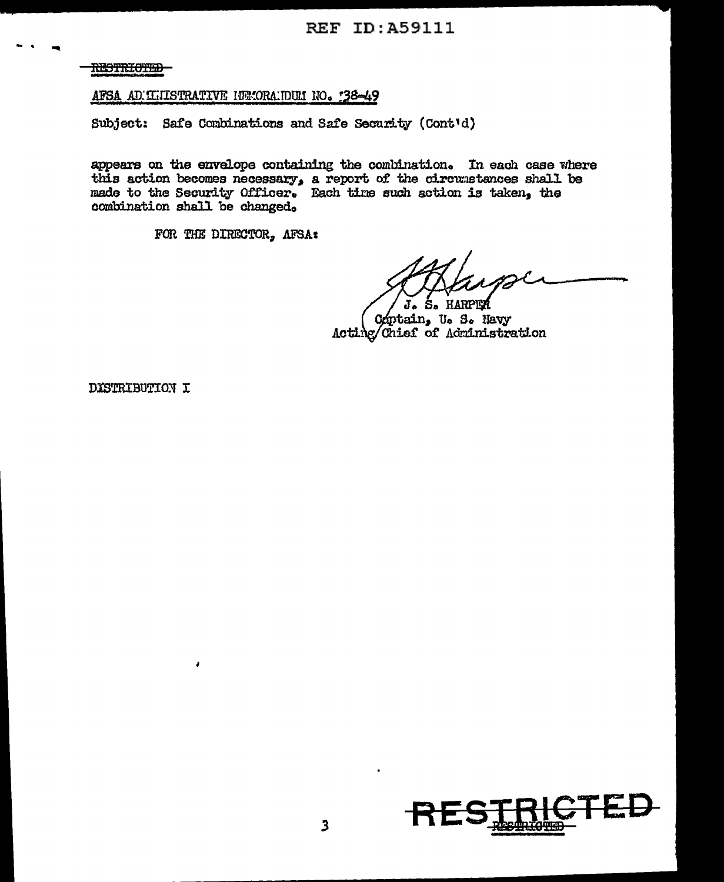REF ID:A59111

RESTRICTED

AFSA ADMINISTRATIVE MEMORANDUM NO. 38-49

Subject: Safe Combinations and Safe Security (Cont'd)

appears on the envelope containing the combination. In each case where this action becomes necessary, a report of the circumstances shall be made to the Security Officer. Each time such action is taken, the combination shall be changed.

FOR THE DIRECTOR, AFSA:

J. S. HARPER
Captain, U. S. Navy
Acting Chief of Administration

DISTRIBUTION I

RESTRICTED